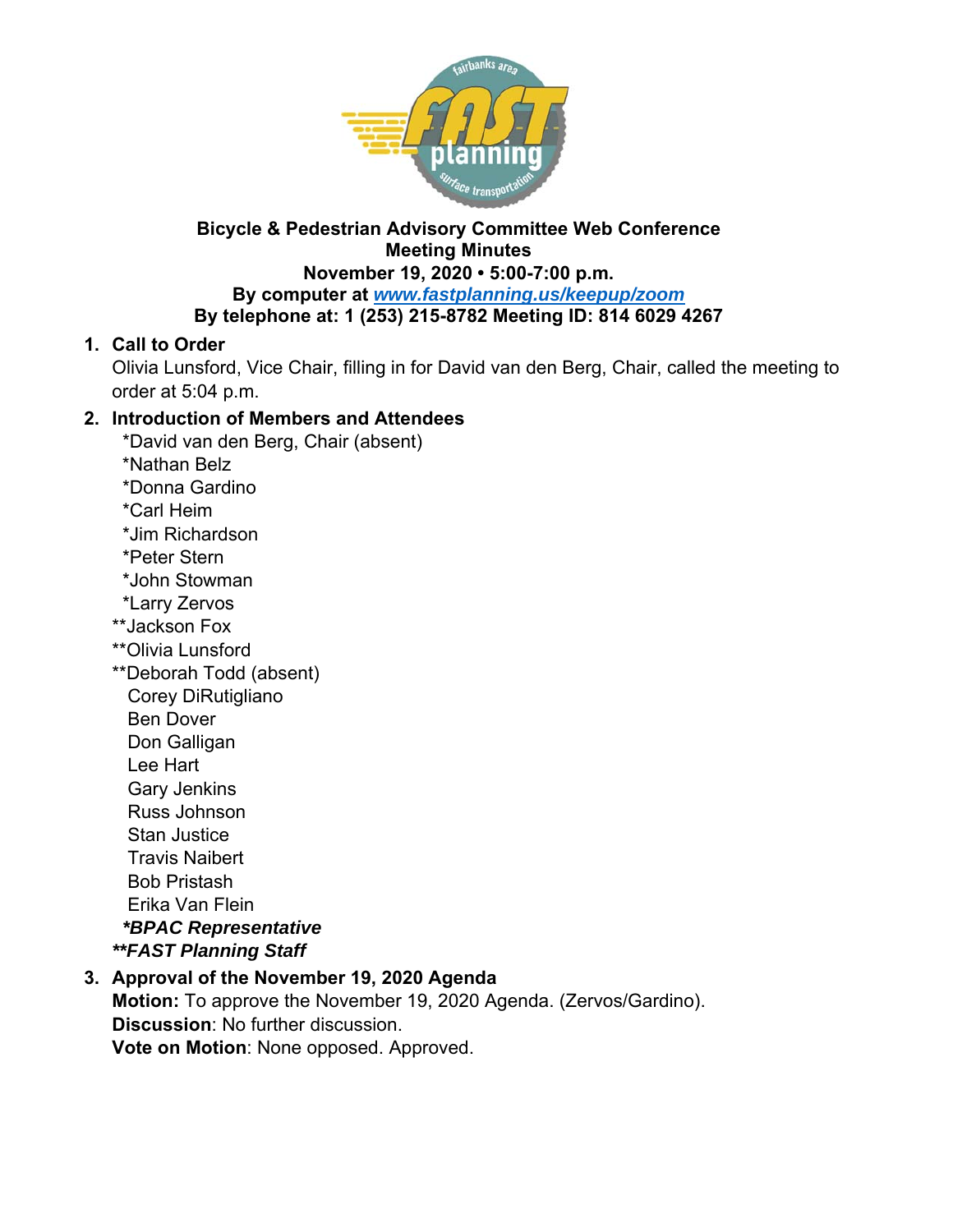**Bicycle & Pedestrian Advisory Committee Web Conference**
**Meeting Minutes**
**November 19, 2020 • 5:00-7:00 p.m.**
**By computer at [www.fastplanning.us/keepup/zoom](http://www.fastplanning.us/keepup/zoom)**
**By telephone at: 1 (253) 215-8782 Meeting ID: 814 6029 4267**

1. **Call to Order**
   Olivia Lunsford, Vice Chair, filling in for David van den Berg, Chair, called the meeting to order at 5:04 p.m.

2. **Introduction of Members and Attendees**
   *David van den Berg, Chair (absent)
   *Nathan Belz
   *Donna Gardino
   *Carl Heim
   *Jim Richardson
   *Peter Stern
   *John Stowman
   *Larry Zervos
   **Jackson Fox
   **Olivia Lunsford
   **Deborah Todd (absent)
   Corey DiRutigliano
   Ben Dover
   Don Galligan
   Lee Hart
   Gary Jenkins
   Russ Johnson
   Stan Justice
   Travis Naibert
   Bob Pristash
   Erika Van Flein
   ***BPAC Representative***
   *****FAST Planning Staff***

3. **Approval of the November 19, 2020 Agenda**
   **Motion:** To approve the November 19, 2020 Agenda. (Zervos/Gardino).
   **Discussion**: No further discussion.
   **Vote on Motion**: None opposed. Approved.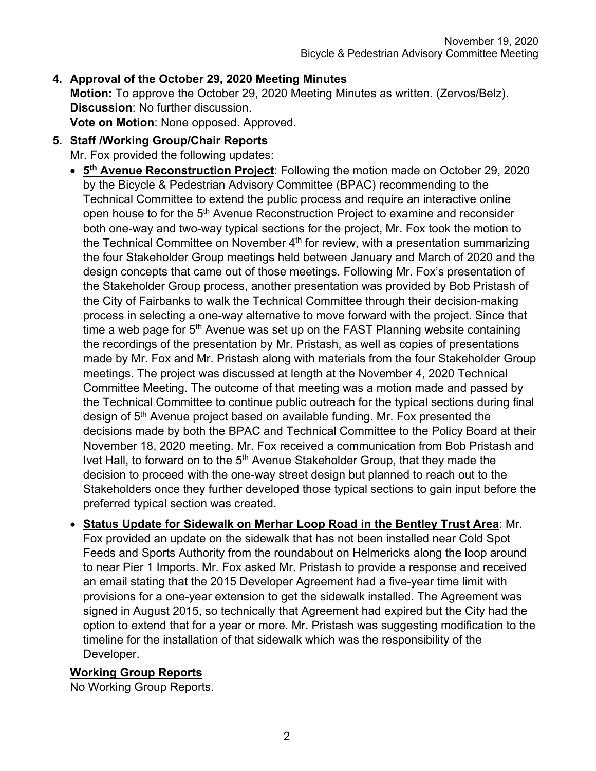4. **Approval of the October 29, 2020 Meeting Minutes**
   **Motion:** To approve the October 29, 2020 Meeting Minutes as written. (Zervos/Belz).
   **Discussion**: No further discussion.
   **Vote on Motion**: None opposed. Approved.

5. **Staff /Working Group/Chair Reports**
   Mr. Fox provided the following updates:

   - **5th Avenue Reconstruction Project**: Following the motion made on October 29, 2020 by the Bicycle & Pedestrian Advisory Committee (BPAC) recommending to the Technical Committee to extend the public process and require an interactive online open house to for the 5th Avenue Reconstruction Project to examine and reconsider both one-way and two-way typical sections for the project, Mr. Fox took the motion to the Technical Committee on November 4th for review, with a presentation summarizing the four Stakeholder Group meetings held between January and March of 2020 and the design concepts that came out of those meetings. Following Mr. Fox's presentation of the Stakeholder Group process, another presentation was provided by Bob Pristash of the City of Fairbanks to walk the Technical Committee through their decision-making process in selecting a one-way alternative to move forward with the project. Since that time a web page for 5th Avenue was set up on the FAST Planning website containing the recordings of the presentation by Mr. Pristash, as well as copies of presentations made by Mr. Fox and Mr. Pristash along with materials from the four Stakeholder Group meetings. The project was discussed at length at the November 4, 2020 Technical Committee Meeting. The outcome of that meeting was a motion made and passed by the Technical Committee to continue public outreach for the typical sections during final design of 5th Avenue project based on available funding. Mr. Fox presented the decisions made by both the BPAC and Technical Committee to the Policy Board at their November 18, 2020 meeting. Mr. Fox received a communication from Bob Pristash and Ivet Hall, to forward on to the 5th Avenue Stakeholder Group, that they made the decision to proceed with the one-way street design but planned to reach out to the Stakeholders once they further developed those typical sections to gain input before the preferred typical section was created.

   - **Status Update for Sidewalk on Merhar Loop Road in the Bentley Trust Area**: Mr. Fox provided an update on the sidewalk that has not been installed near Cold Spot Feeds and Sports Authority from the roundabout on Helmericks along the loop around to near Pier 1 Imports. Mr. Fox asked Mr. Pristash to provide a response and received an email stating that the 2015 Developer Agreement had a five-year time limit with provisions for a one-year extension to get the sidewalk installed. The Agreement was signed in August 2015, so technically that Agreement had expired but the City had the option to extend that for a year or more. Mr. Pristash was suggesting modification to the timeline for the installation of that sidewalk which was the responsibility of the Developer.

   **Working Group Reports**
   No Working Group Reports.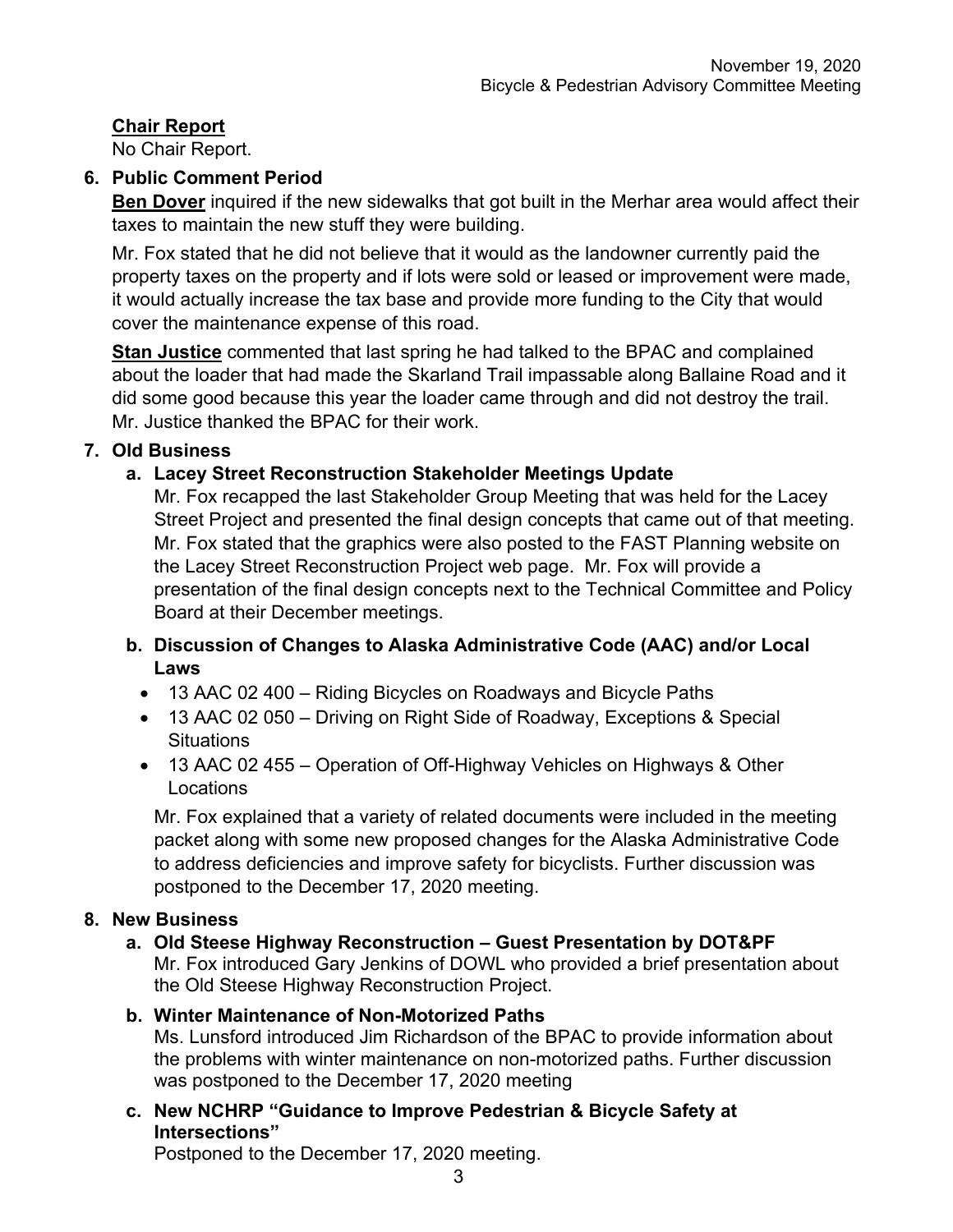### Chair Report

No Chair Report.

### 6. Public Comment Period

**Ben Dover** inquired if the new sidewalks that got built in the Merhar area would affect their taxes to maintain the new stuff they were building.

Mr. Fox stated that he did not believe that it would as the landowner currently paid the property taxes on the property and if lots were sold or leased or improvement were made, it would actually increase the tax base and provide more funding to the City that would cover the maintenance expense of this road.

**Stan Justice** commented that last spring he had talked to the BPAC and complained about the loader that had made the Skarland Trail impassable along Ballaine Road and it did some good because this year the loader came through and did not destroy the trail. Mr. Justice thanked the BPAC for their work.

### 7. Old Business

**a. Lacey Street Reconstruction Stakeholder Meetings Update**

Mr. Fox recapped the last Stakeholder Group Meeting that was held for the Lacey Street Project and presented the final design concepts that came out of that meeting. Mr. Fox stated that the graphics were also posted to the FAST Planning website on the Lacey Street Reconstruction Project web page. Mr. Fox will provide a presentation of the final design concepts next to the Technical Committee and Policy Board at their December meetings.

**b. Discussion of Changes to Alaska Administrative Code (AAC) and/or Local Laws**

- 13 AAC 02 400 – Riding Bicycles on Roadways and Bicycle Paths
- 13 AAC 02 050 – Driving on Right Side of Roadway, Exceptions & Special Situations
- 13 AAC 02 455 – Operation of Off-Highway Vehicles on Highways & Other Locations

Mr. Fox explained that a variety of related documents were included in the meeting packet along with some new proposed changes for the Alaska Administrative Code to address deficiencies and improve safety for bicyclists. Further discussion was postponed to the December 17, 2020 meeting.

### 8. New Business

**a. Old Steese Highway Reconstruction – Guest Presentation by DOT&PF**

Mr. Fox introduced Gary Jenkins of DOWL who provided a brief presentation about the Old Steese Highway Reconstruction Project.

**b. Winter Maintenance of Non-Motorized Paths**

Ms. Lunsford introduced Jim Richardson of the BPAC to provide information about the problems with winter maintenance on non-motorized paths. Further discussion was postponed to the December 17, 2020 meeting

**c. New NCHRP "Guidance to Improve Pedestrian & Bicycle Safety at Intersections"**

Postponed to the December 17, 2020 meeting.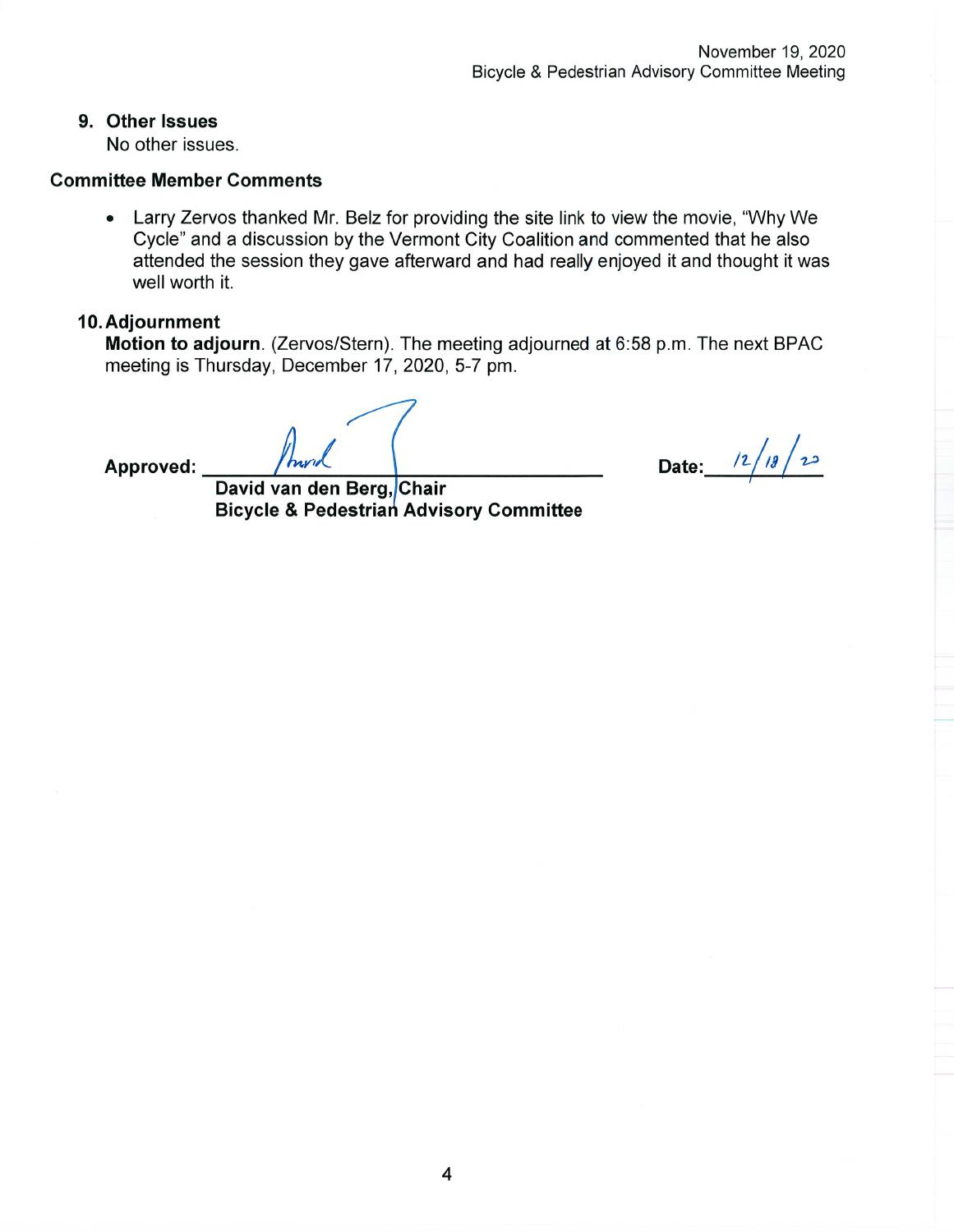## 9. Other Issues

No other issues.

### Committee Member Comments

- Larry Zervos thanked Mr. Belz for providing the site link to view the movie, "Why We Cycle" and a discussion by the Vermont City Coalition and commented that he also attended the session they gave afterward and had really enjoyed it and thought it was well worth it.

## 10. Adjournment

**Motion to adjourn**. (Zervos/Stern). The meeting adjourned at 6:58 p.m. The next BPAC meeting is Thursday, December 17, 2020, 5-7 pm.

**Approved:** ______________________________ **Date:** 12/18/20

**David van den Berg, Chair**
**Bicycle & Pedestrian Advisory Committee**